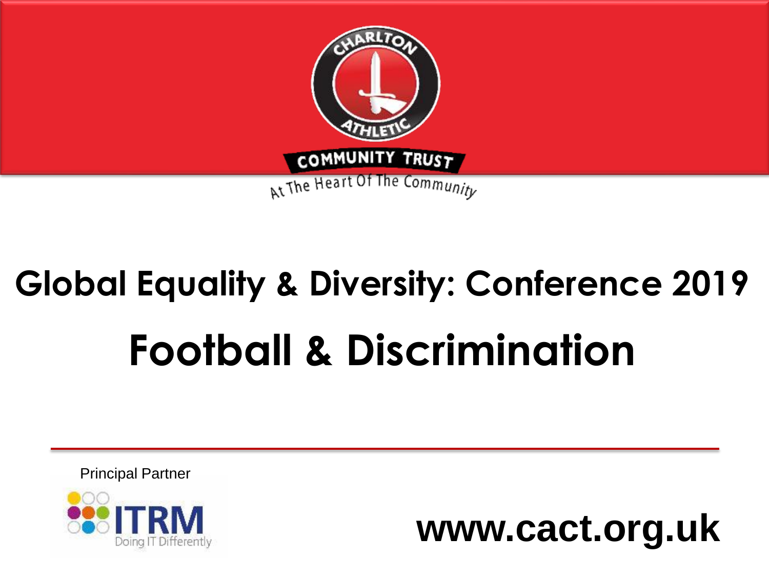CHARLTON ATHLETIC

COMMUNITY TRUST

At The Heart Of The Community

# Global Equality & Diversity: Conference 2019

# Football & Discrimination

Principal Partner

ITRM

Doing IT Differently

**www.cact.org.uk**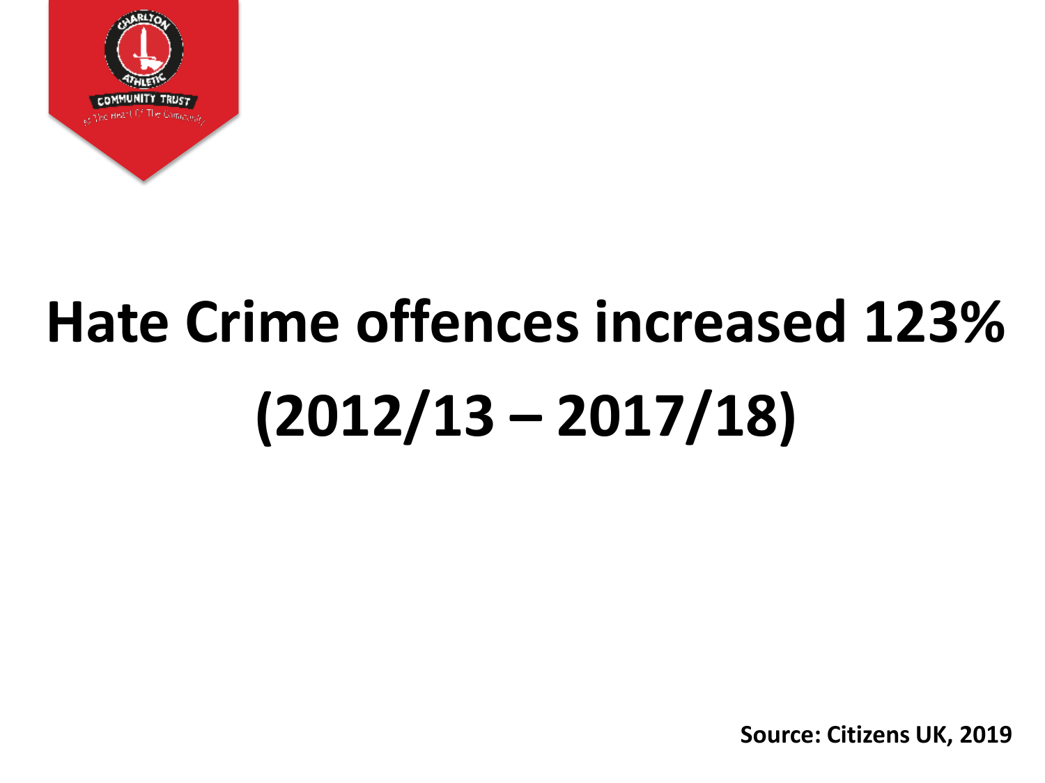# Hate Crime offences increased 123% (2012/13 – 2017/18)

**Source: Citizens UK, 2019**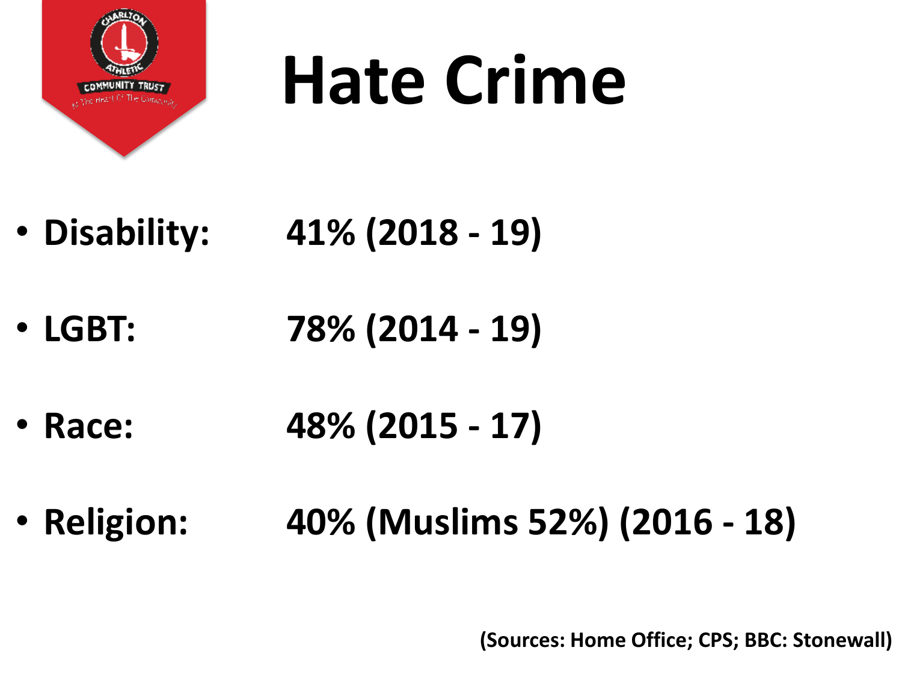# Hate Crime

- **Disability:** **41% (2018 - 19)**
- **LGBT:** **78% (2014 - 19)**
- **Race:** **48% (2015 - 17)**
- **Religion:** **40% (Muslims 52%) (2016 - 18)**

**(Sources: Home Office; CPS; BBC: Stonewall)**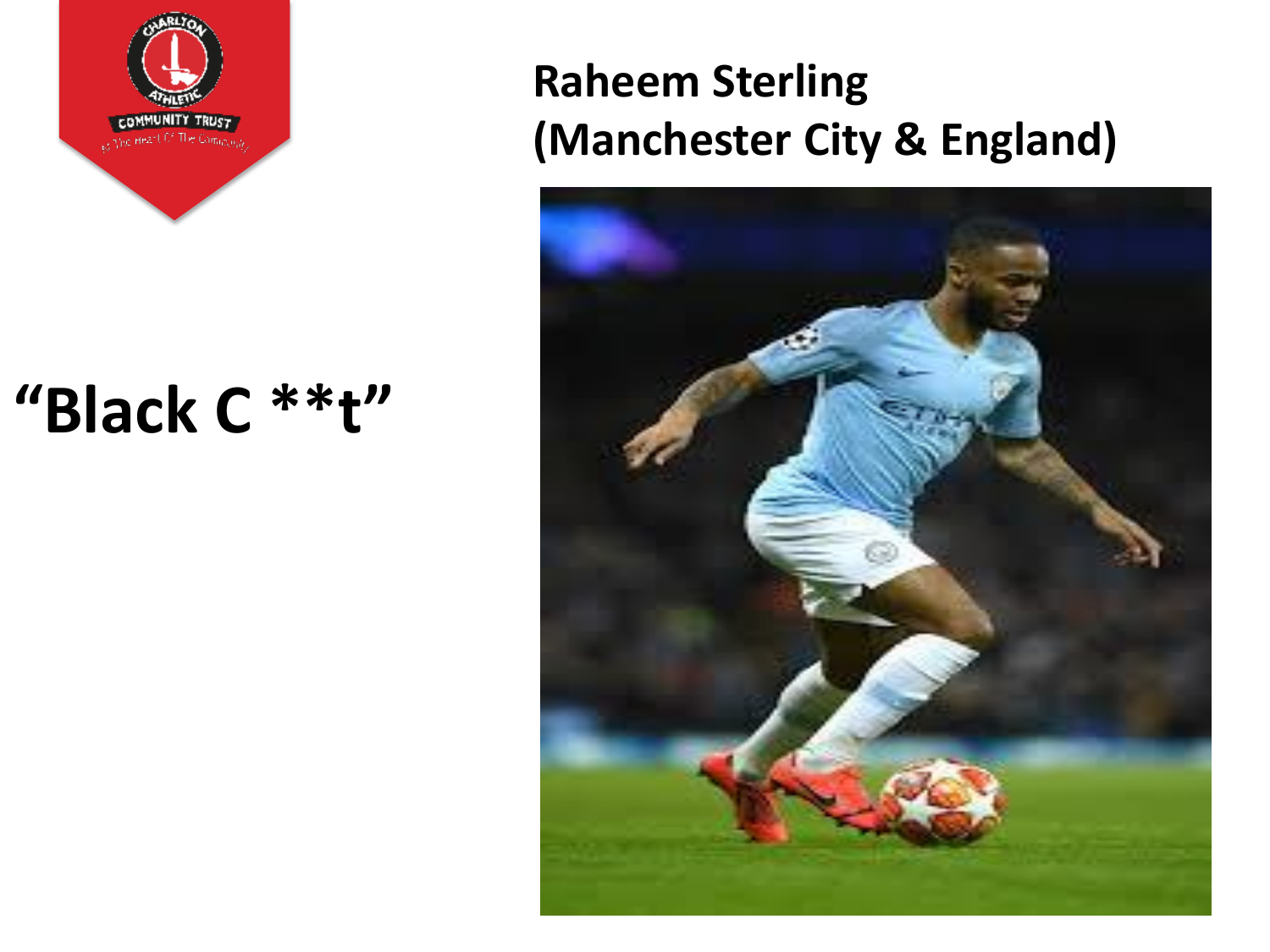## Raheem Sterling
## (Manchester City & England)

# "Black C **t"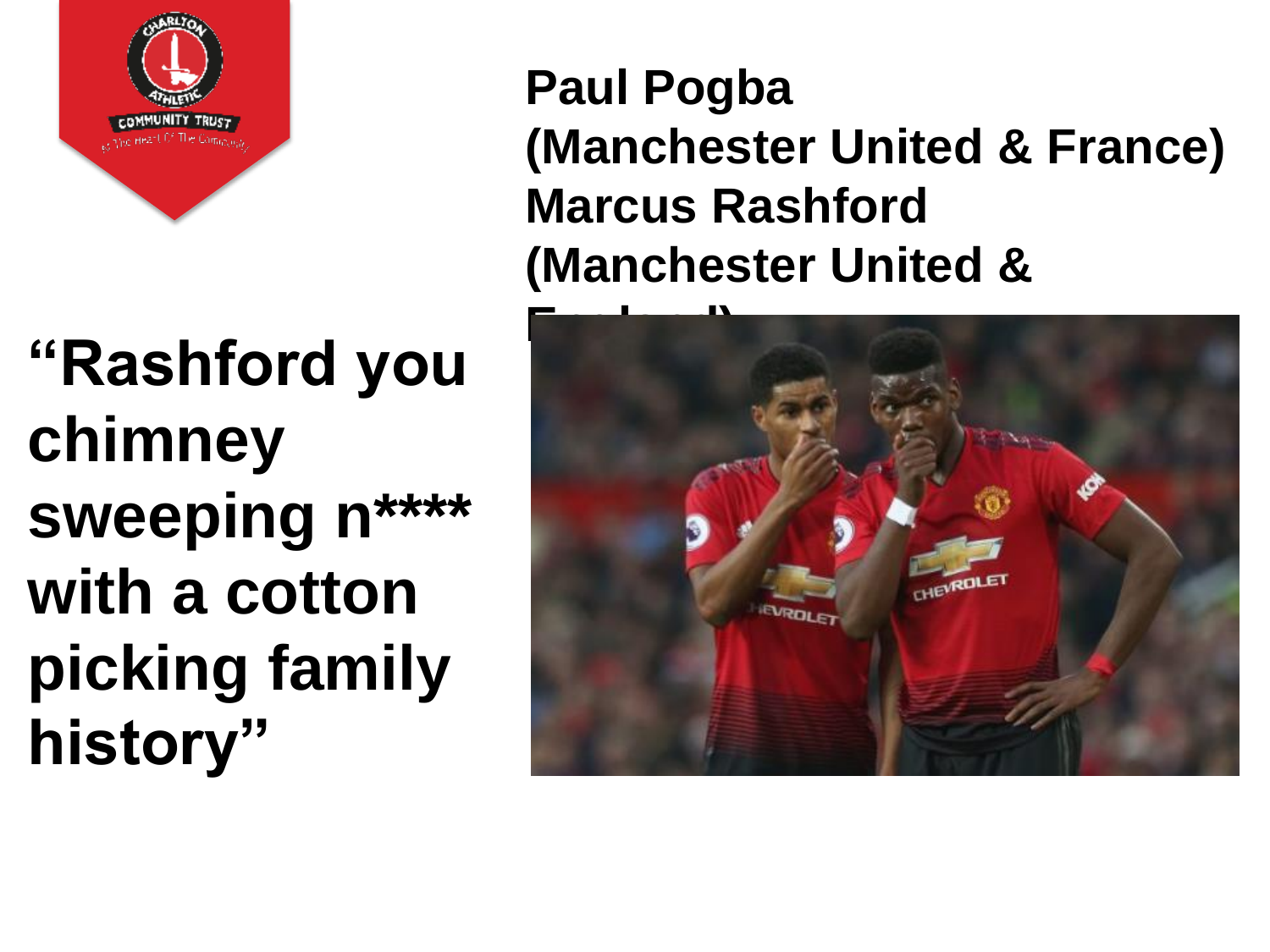**Paul Pogba**
**(Manchester United & France)**
**Marcus Rashford**
**(Manchester United & England)**

**"Rashford you chimney sweeping n**** with a cotton picking family history"**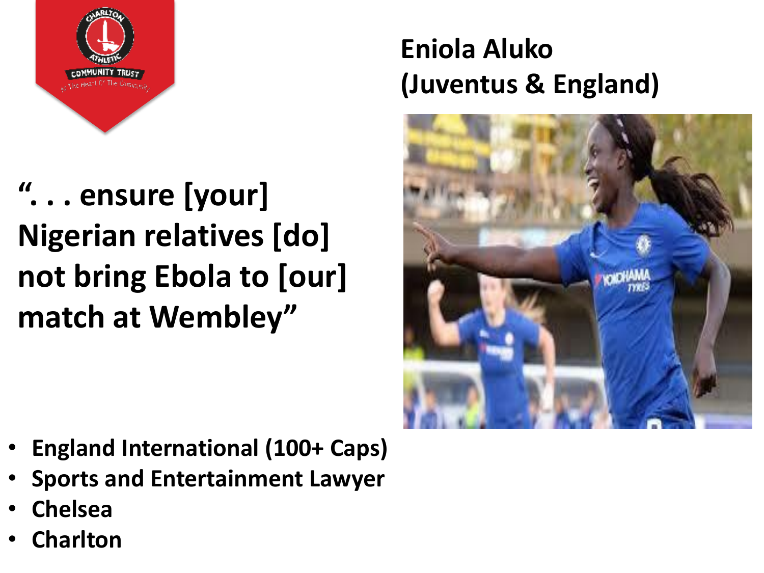# Eniola Aluko (Juventus & England)

**“. . . ensure [your] Nigerian relatives [do] not bring Ebola to [our] match at Wembley”**

- **England International (100+ Caps)**
- **Sports and Entertainment Lawyer**
- **Chelsea**
- **Charlton**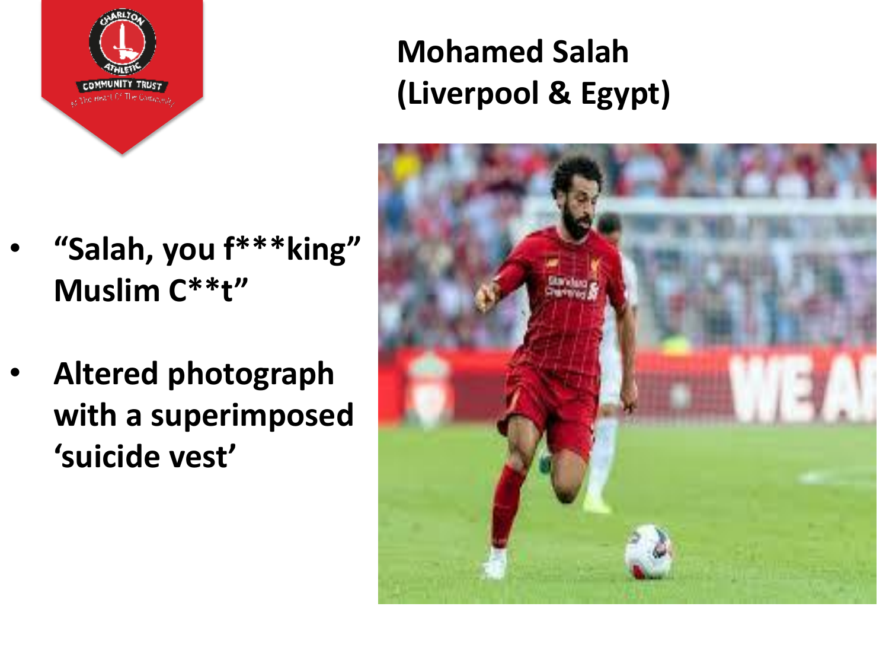# Mohamed Salah (Liverpool & Egypt)

- **“Salah, you f***king” Muslim C**t”**
- **Altered photograph with a superimposed ‘suicide vest’**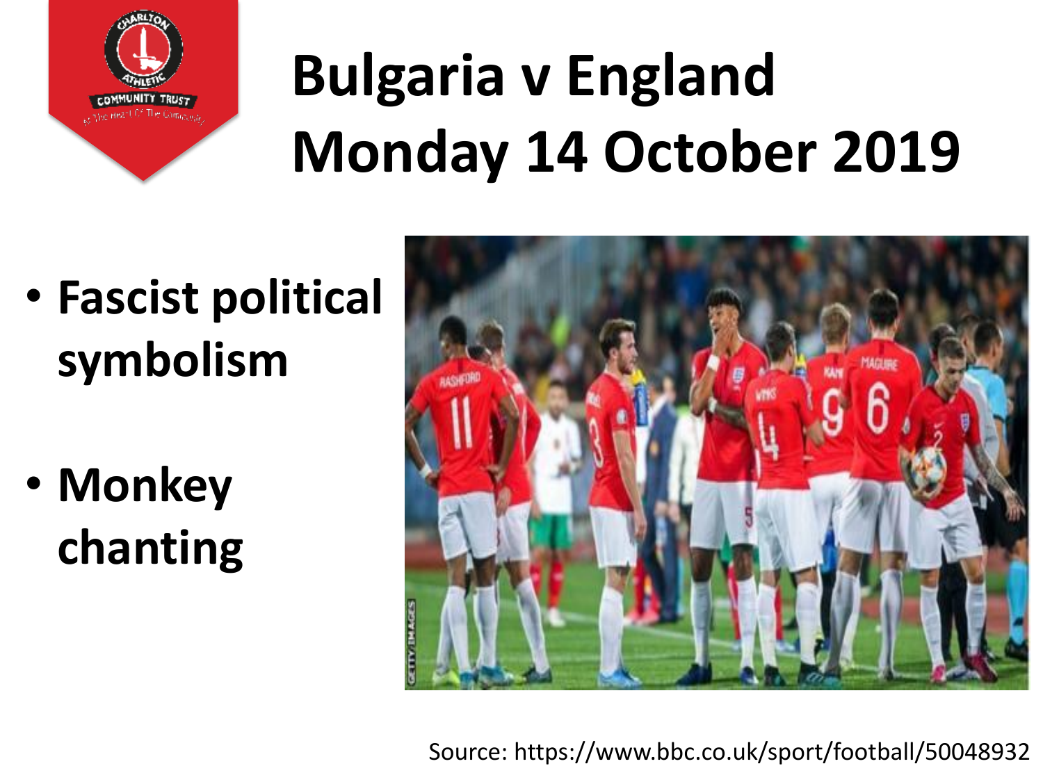# Bulgaria v England Monday 14 October 2019

- **Fascist political symbolism**
- **Monkey chanting**

Source: https://www.bbc.co.uk/sport/football/50048932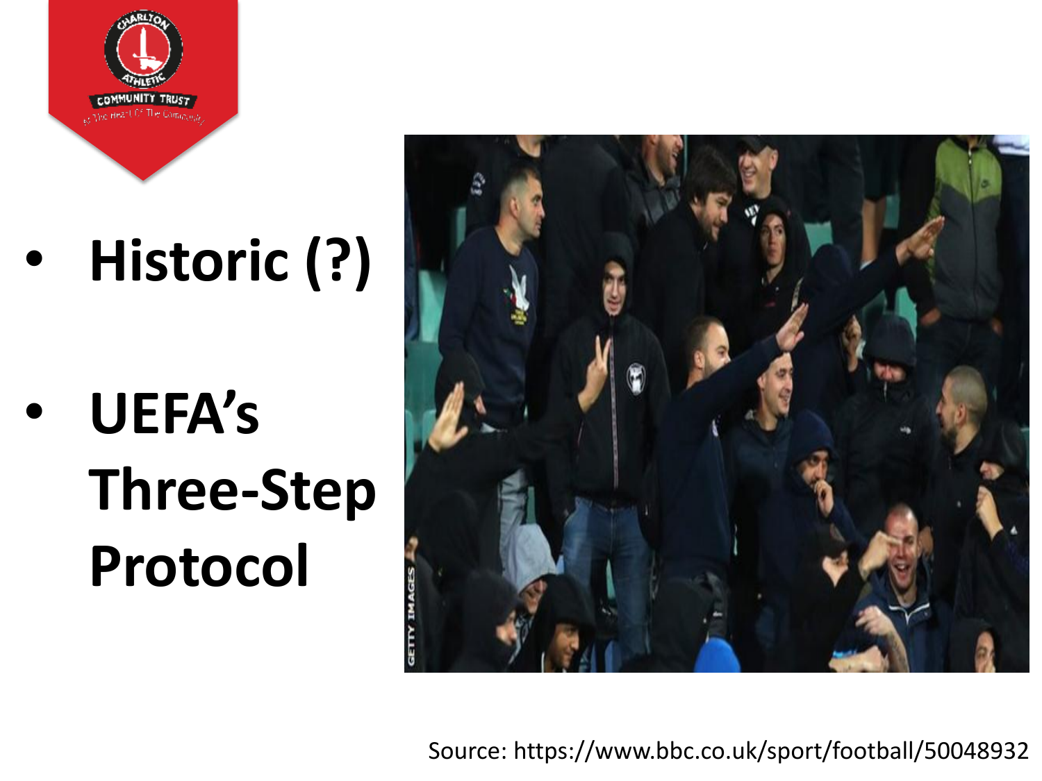- **Historic (?)**
- **UEFA's Three-Step Protocol**

Source: https://www.bbc.co.uk/sport/football/50048932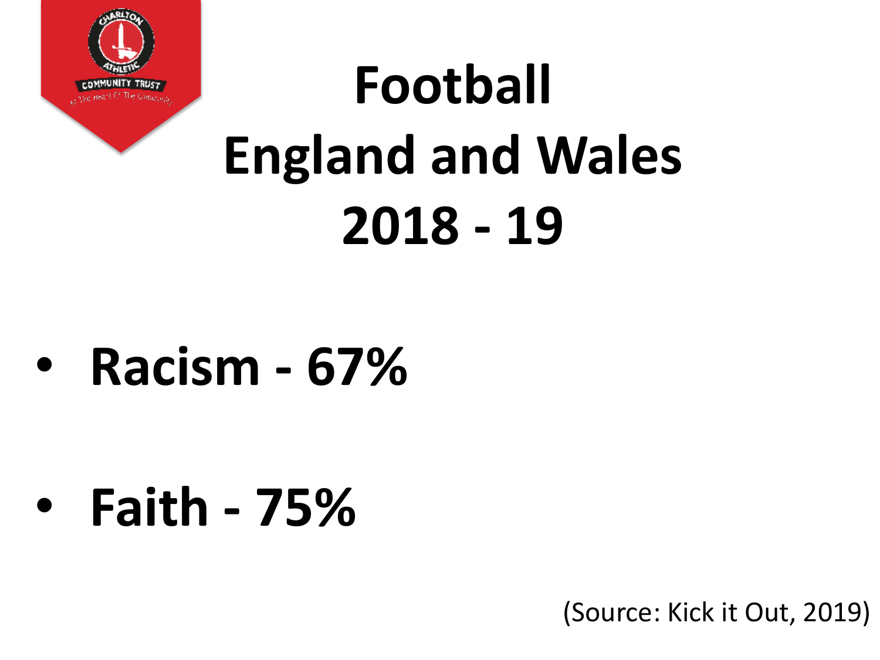# Football
# England and Wales
# 2018 - 19

- **Racism - 67%**
- **Faith - 75%**

(Source: Kick it Out, 2019)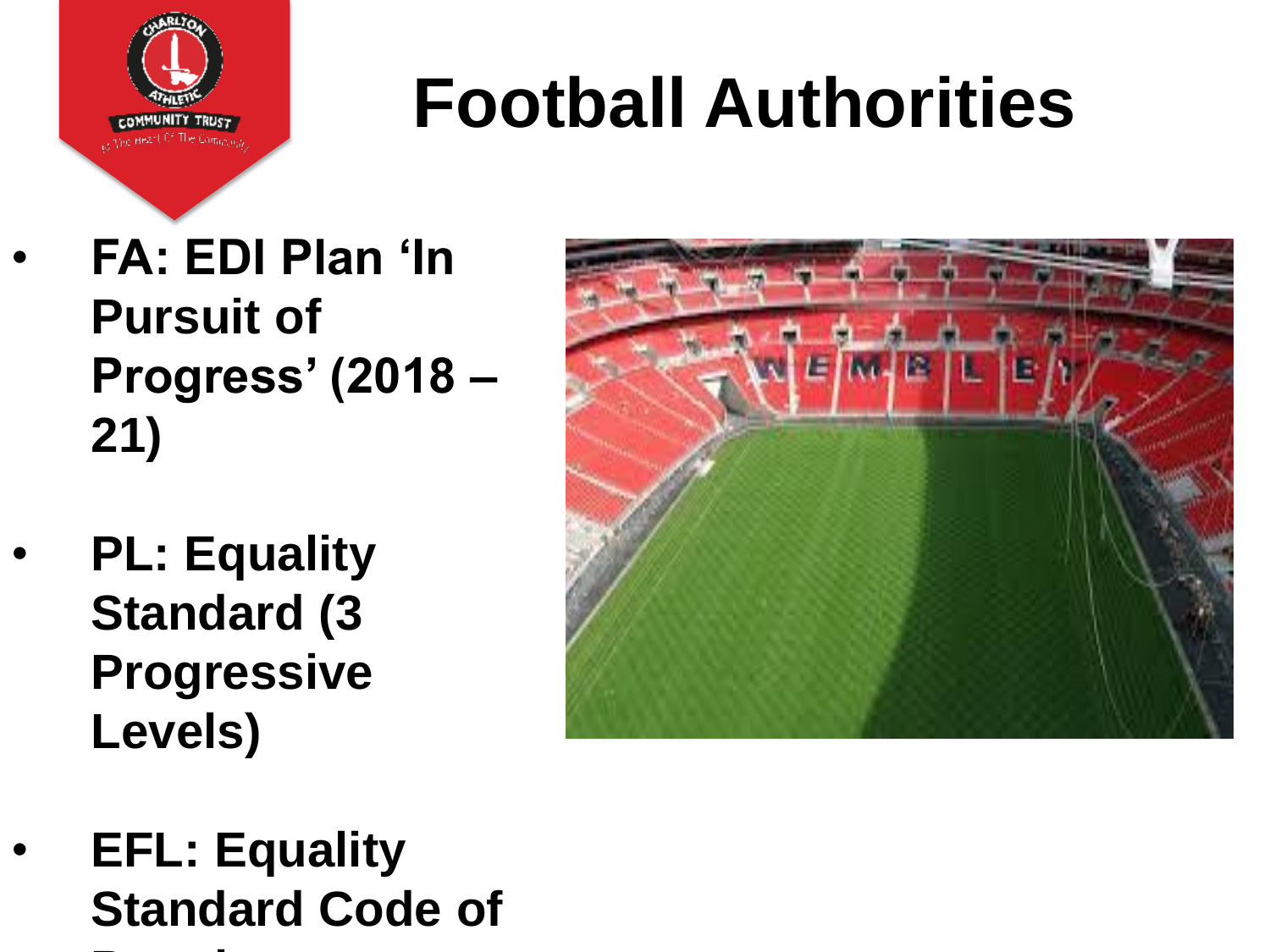# Football Authorities

- **FA: EDI Plan 'In Pursuit of Progress' (2018 – 21)**
- **PL: Equality Standard (3 Progressive Levels)**
- **EFL: Equality Standard Code of**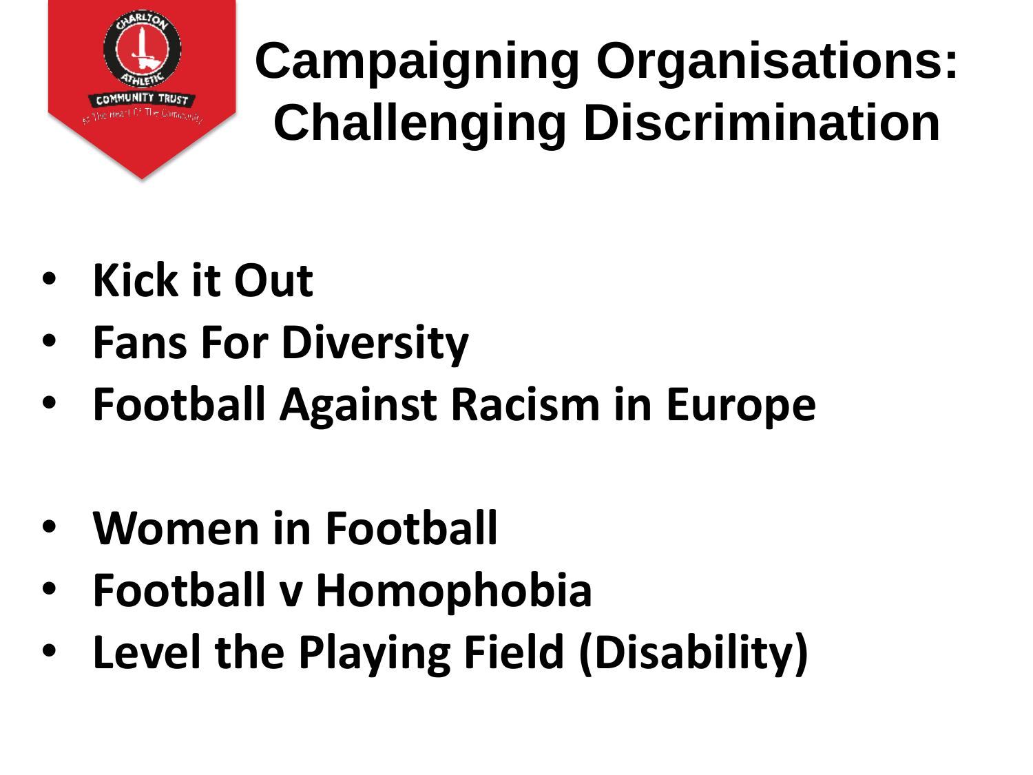# Campaigning Organisations: Challenging Discrimination

- **Kick it Out**
- **Fans For Diversity**
- **Football Against Racism in Europe**

- **Women in Football**
- **Football v Homophobia**
- **Level the Playing Field (Disability)**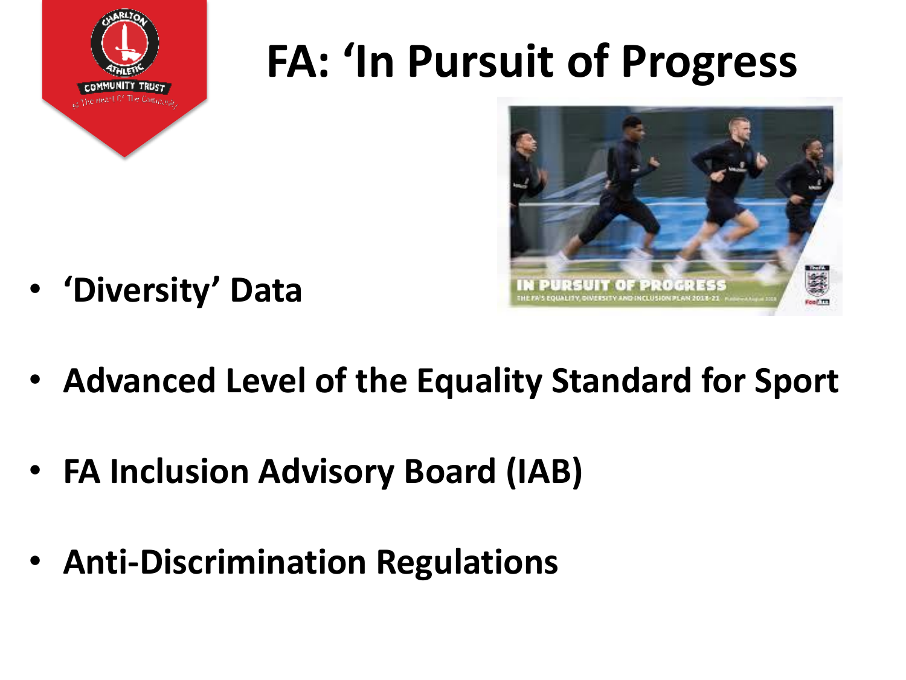# FA: 'In Pursuit of Progress

- **'Diversity' Data**
- **Advanced Level of the Equality Standard for Sport**
- **FA Inclusion Advisory Board (IAB)**
- **Anti-Discrimination Regulations**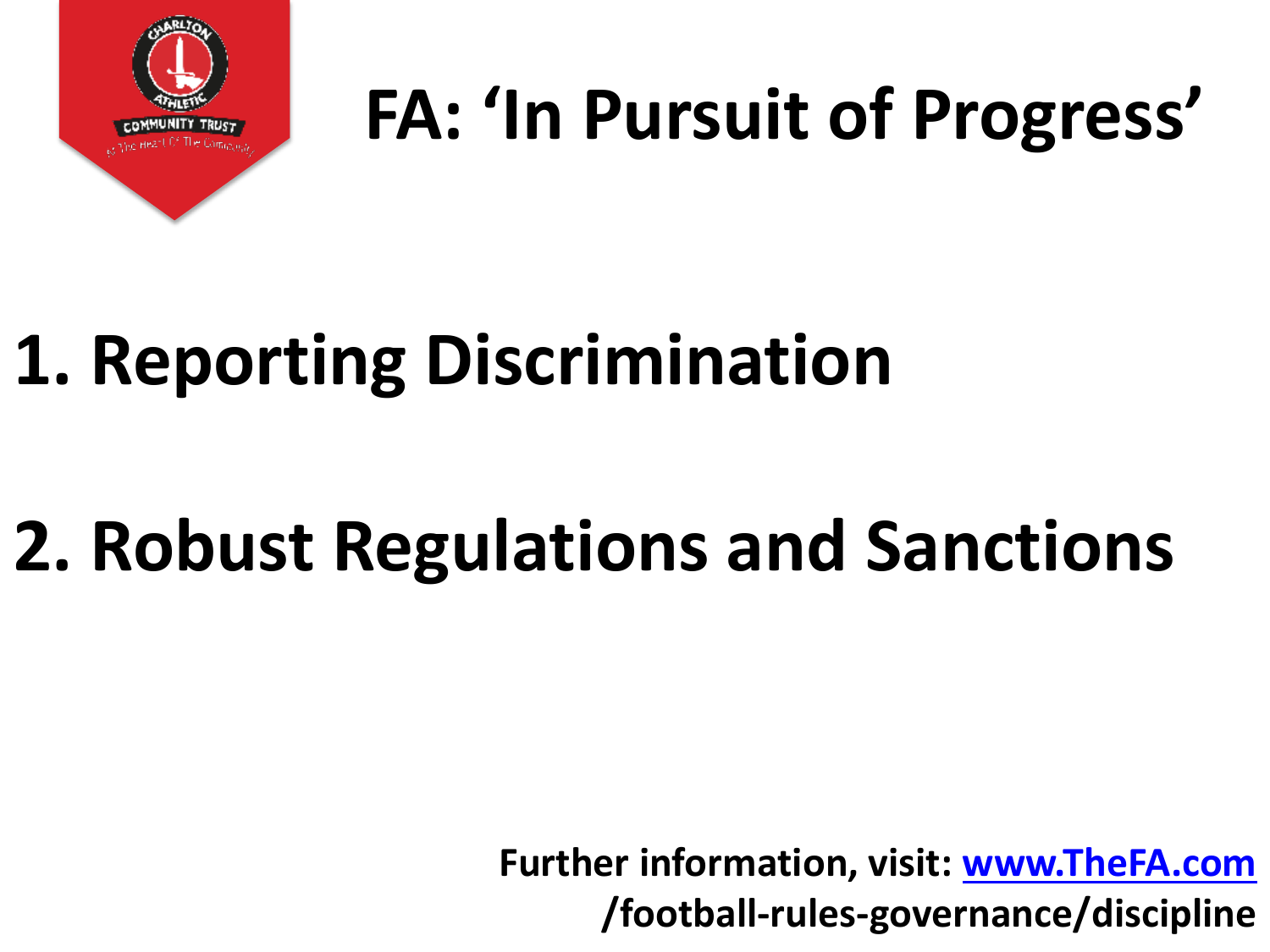# FA: 'In Pursuit of Progress'

1. Reporting Discrimination

2. Robust Regulations and Sanctions

**Further information, visit: [www.TheFA.com](www.TheFA.com) /football-rules-governance/discipline**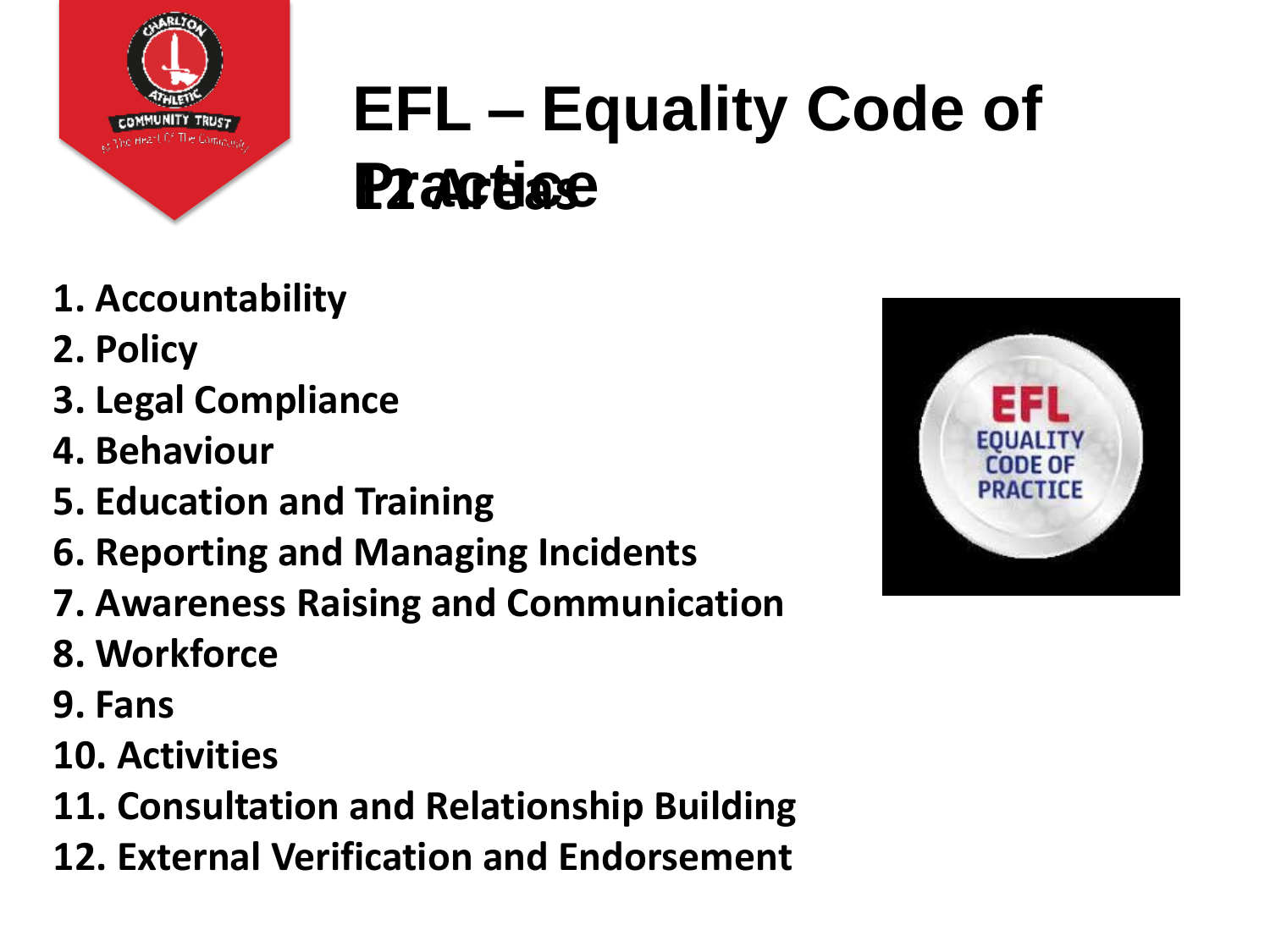# EFL – Equality Code of Practice

## 12 Areas

1. Accountability
2. Policy
3. Legal Compliance
4. Behaviour
5. Education and Training
6. Reporting and Managing Incidents
7. Awareness Raising and Communication
8. Workforce
9. Fans
10. Activities
11. Consultation and Relationship Building
12. External Verification and Endorsement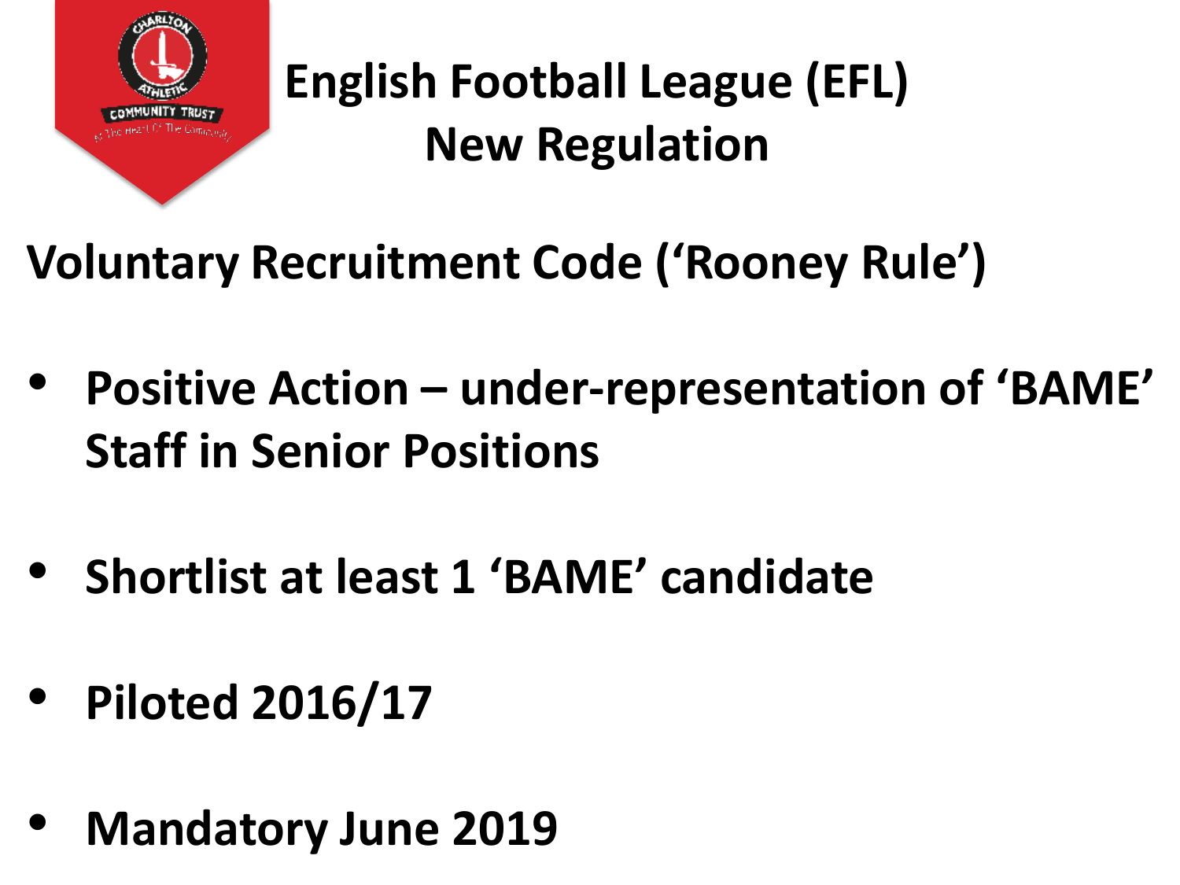# English Football League (EFL) New Regulation

## Voluntary Recruitment Code ('Rooney Rule')

- **Positive Action – under-representation of 'BAME' Staff in Senior Positions**
- **Shortlist at least 1 'BAME' candidate**
- **Piloted 2016/17**
- **Mandatory June 2019**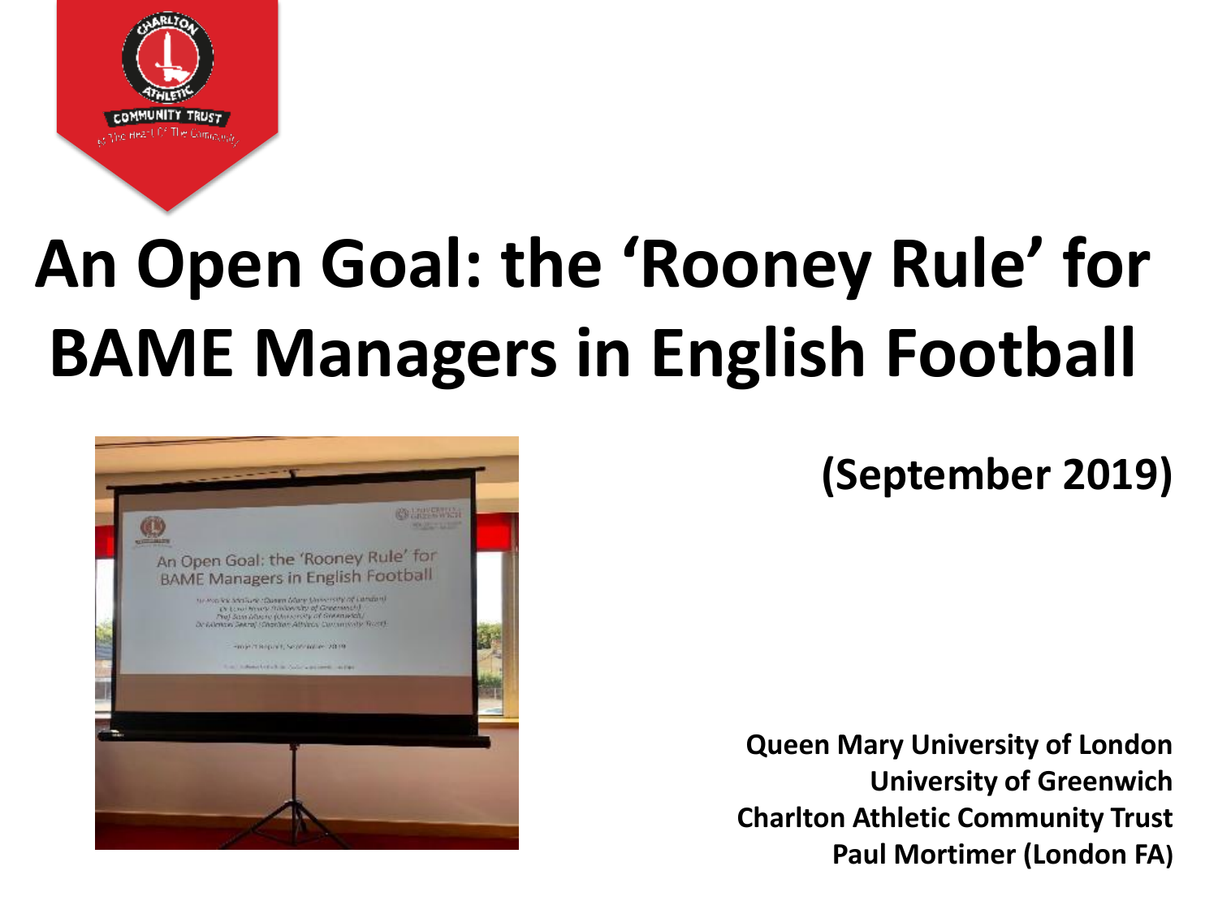# An Open Goal: the 'Rooney Rule' for BAME Managers in English Football

**(September 2019)**

**Queen Mary University of London**
**University of Greenwich**
**Charlton Athletic Community Trust**
**Paul Mortimer (London FA)**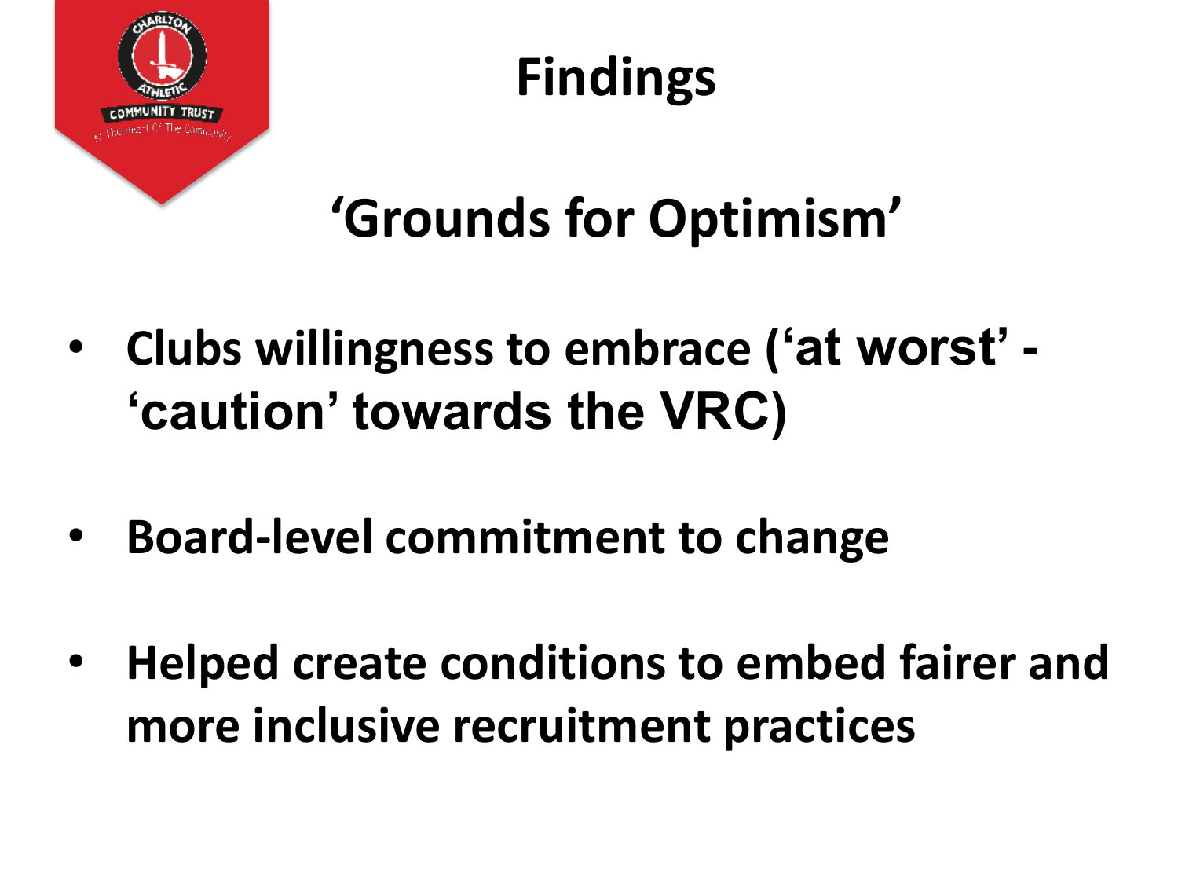# Findings

## 'Grounds for Optimism'

- **Clubs willingness to embrace ('at worst' - 'caution' towards the VRC)**
- **Board-level commitment to change**
- **Helped create conditions to embed fairer and more inclusive recruitment practices**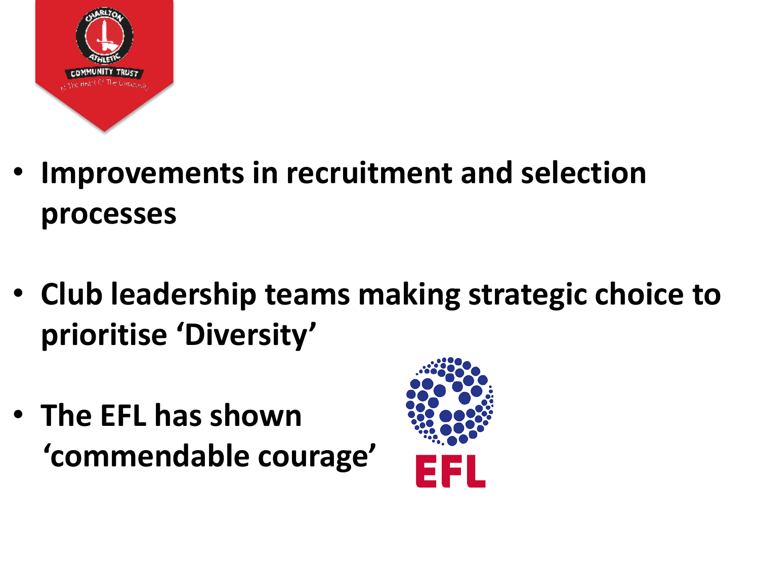- **Improvements in recruitment and selection processes**

- **Club leadership teams making strategic choice to prioritise 'Diversity'**

- **The EFL has shown 'commendable courage'**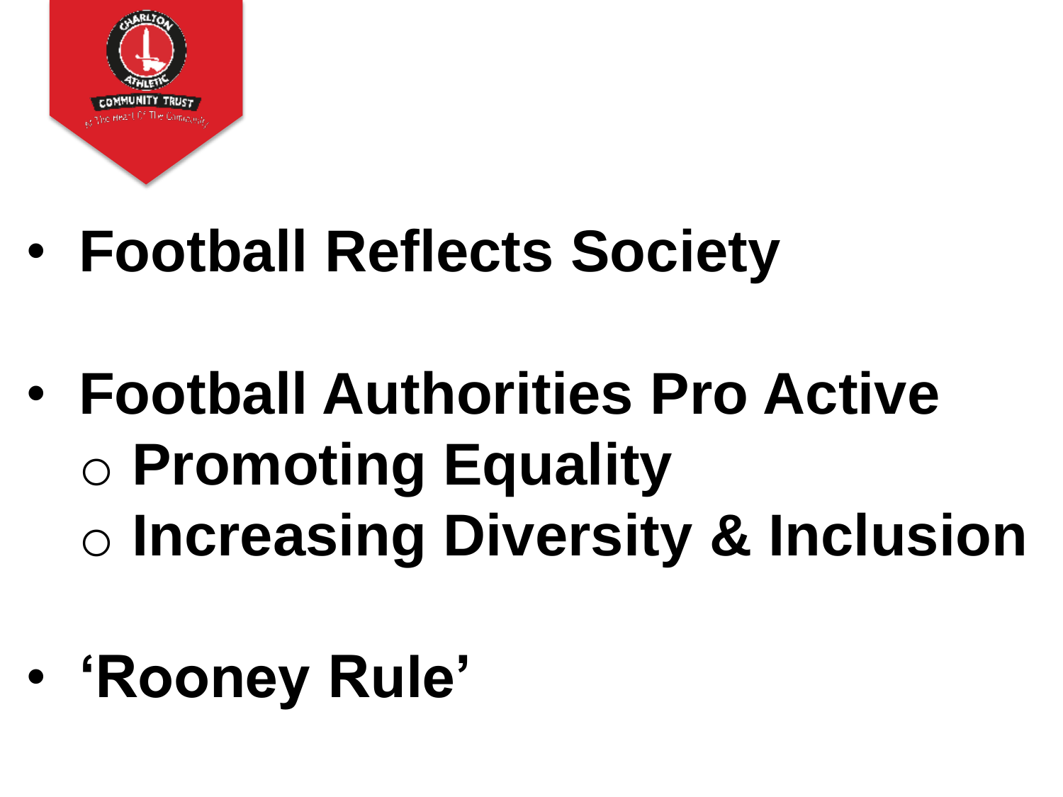- **Football Reflects Society**

- **Football Authorities Pro Active**
  - **Promoting Equality**
  - **Increasing Diversity & Inclusion**

- **'Rooney Rule'**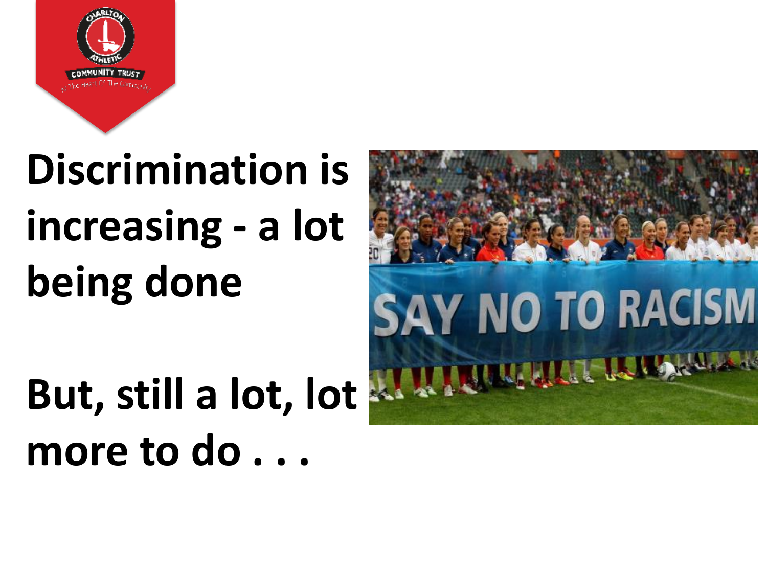Discrimination is increasing - a lot being done

But, still a lot, lot more to do . . .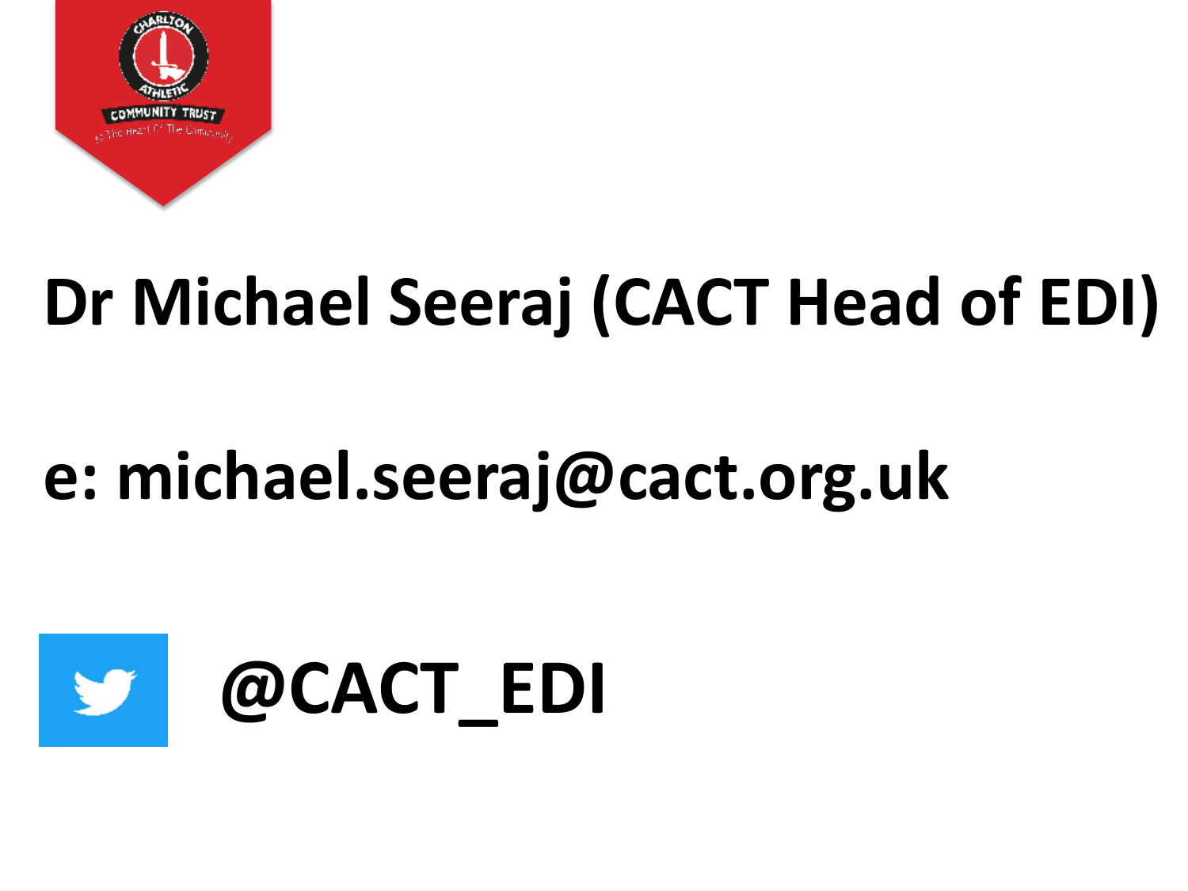**Dr Michael Seeraj (CACT Head of EDI)**

**e: michael.seeraj@cact.org.uk**

**@CACT_EDI**